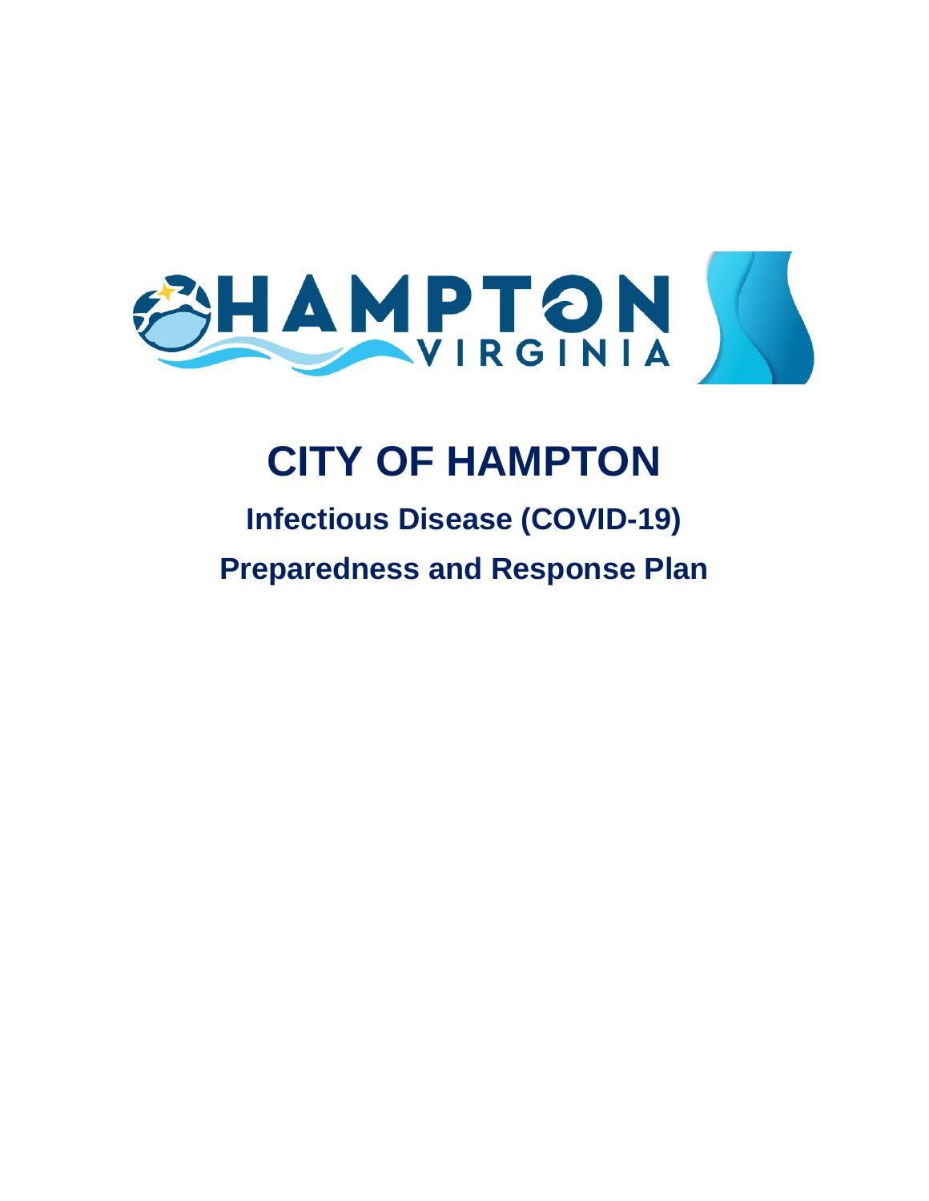# CITY OF HAMPTON

## Infectious Disease (COVID-19) Preparedness and Response Plan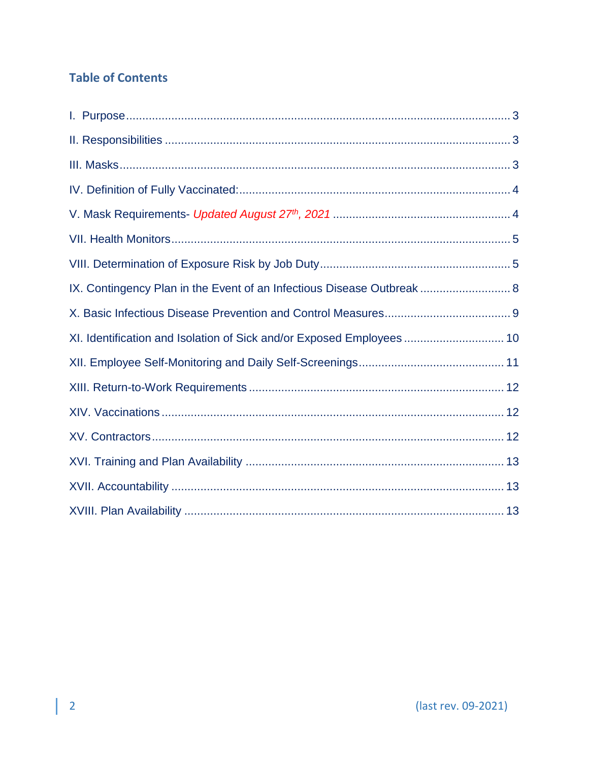## Table of Contents

I. Purpose ........ 3

II. Responsibilities ........ 3

III. Masks ........ 3

IV. Definition of Fully Vaccinated: ........ 4

V. Mask Requirements- *Updated August 27th, 2021* ........ 4

VII. Health Monitors ........ 5

VIII. Determination of Exposure Risk by Job Duty ........ 5

IX. Contingency Plan in the Event of an Infectious Disease Outbreak ........ 8

X. Basic Infectious Disease Prevention and Control Measures ........ 9

XI. Identification and Isolation of Sick and/or Exposed Employees ........ 10

XII. Employee Self-Monitoring and Daily Self-Screenings ........ 11

XIII. Return-to-Work Requirements ........ 12

XIV. Vaccinations ........ 12

XV. Contractors ........ 12

XVI. Training and Plan Availability ........ 13

XVII. Accountability ........ 13

XVIII. Plan Availability ........ 13

(last rev. 09-2021)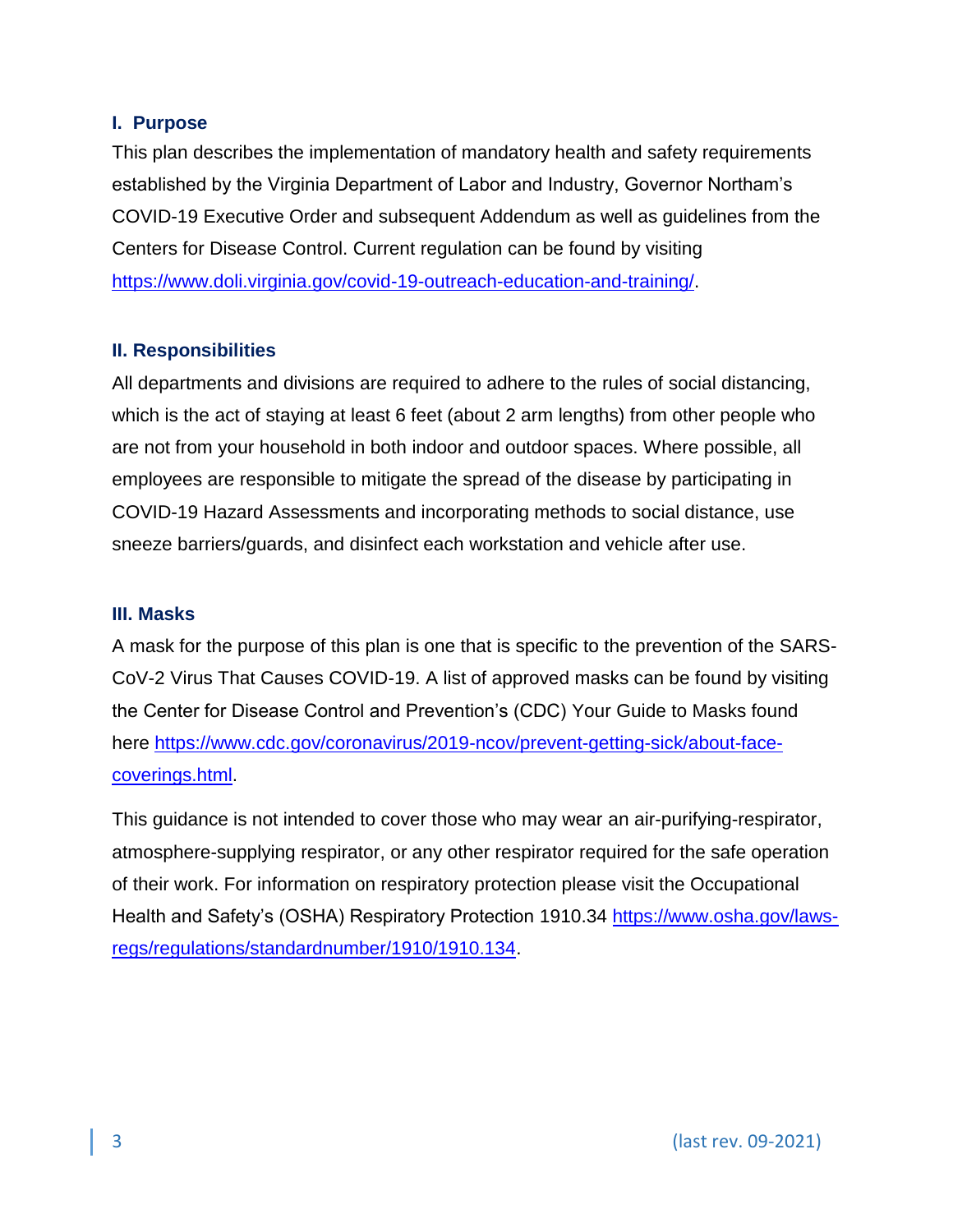## I. Purpose

This plan describes the implementation of mandatory health and safety requirements established by the Virginia Department of Labor and Industry, Governor Northam's COVID-19 Executive Order and subsequent Addendum as well as guidelines from the Centers for Disease Control. Current regulation can be found by visiting https://www.doli.virginia.gov/covid-19-outreach-education-and-training/.

## II. Responsibilities

All departments and divisions are required to adhere to the rules of social distancing, which is the act of staying at least 6 feet (about 2 arm lengths) from other people who are not from your household in both indoor and outdoor spaces. Where possible, all employees are responsible to mitigate the spread of the disease by participating in COVID-19 Hazard Assessments and incorporating methods to social distance, use sneeze barriers/guards, and disinfect each workstation and vehicle after use.

## III. Masks

A mask for the purpose of this plan is one that is specific to the prevention of the SARS-CoV-2 Virus That Causes COVID-19. A list of approved masks can be found by visiting the Center for Disease Control and Prevention's (CDC) Your Guide to Masks found here https://www.cdc.gov/coronavirus/2019-ncov/prevent-getting-sick/about-face-coverings.html.

This guidance is not intended to cover those who may wear an air-purifying-respirator, atmosphere-supplying respirator, or any other respirator required for the safe operation of their work. For information on respiratory protection please visit the Occupational Health and Safety's (OSHA) Respiratory Protection 1910.34 https://www.osha.gov/laws-regs/regulations/standardnumber/1910/1910.134.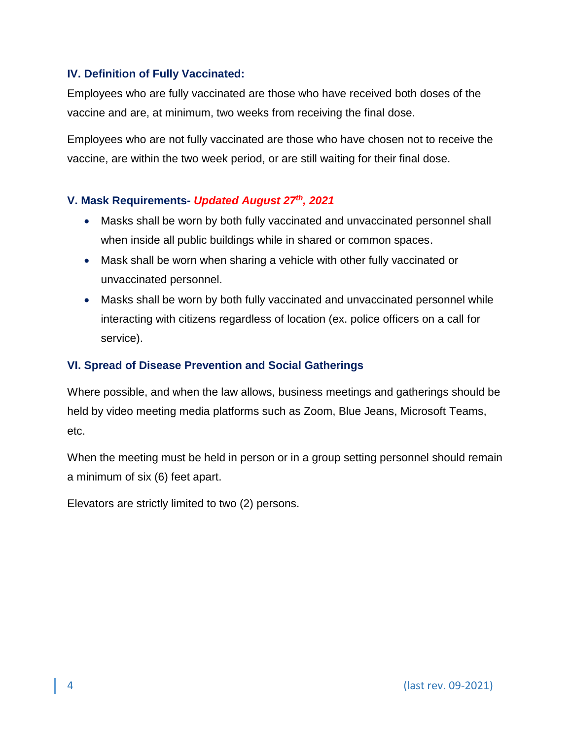### IV. Definition of Fully Vaccinated:

Employees who are fully vaccinated are those who have received both doses of the vaccine and are, at minimum, two weeks from receiving the final dose.

Employees who are not fully vaccinated are those who have chosen not to receive the vaccine, are within the two week period, or are still waiting for their final dose.

### V. Mask Requirements- *Updated August 27th, 2021*

- Masks shall be worn by both fully vaccinated and unvaccinated personnel shall when inside all public buildings while in shared or common spaces.
- Mask shall be worn when sharing a vehicle with other fully vaccinated or unvaccinated personnel.
- Masks shall be worn by both fully vaccinated and unvaccinated personnel while interacting with citizens regardless of location (ex. police officers on a call for service).

### VI. Spread of Disease Prevention and Social Gatherings

Where possible, and when the law allows, business meetings and gatherings should be held by video meeting media platforms such as Zoom, Blue Jeans, Microsoft Teams, etc.

When the meeting must be held in person or in a group setting personnel should remain a minimum of six (6) feet apart.

Elevators are strictly limited to two (2) persons.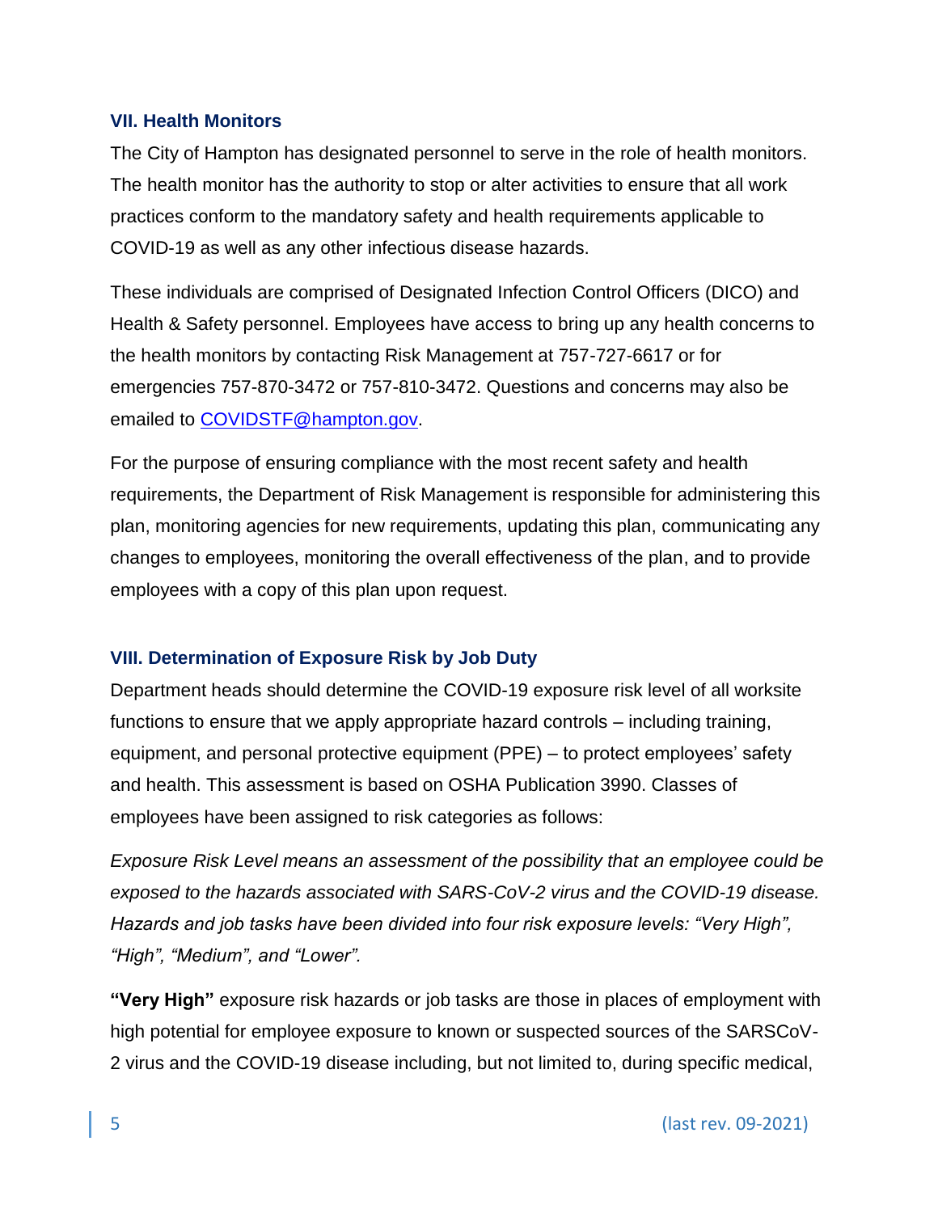### VII. Health Monitors

The City of Hampton has designated personnel to serve in the role of health monitors. The health monitor has the authority to stop or alter activities to ensure that all work practices conform to the mandatory safety and health requirements applicable to COVID-19 as well as any other infectious disease hazards.

These individuals are comprised of Designated Infection Control Officers (DICO) and Health & Safety personnel. Employees have access to bring up any health concerns to the health monitors by contacting Risk Management at 757-727-6617 or for emergencies 757-870-3472 or 757-810-3472. Questions and concerns may also be emailed to COVIDSTF@hampton.gov.

For the purpose of ensuring compliance with the most recent safety and health requirements, the Department of Risk Management is responsible for administering this plan, monitoring agencies for new requirements, updating this plan, communicating any changes to employees, monitoring the overall effectiveness of the plan, and to provide employees with a copy of this plan upon request.

### VIII. Determination of Exposure Risk by Job Duty

Department heads should determine the COVID-19 exposure risk level of all worksite functions to ensure that we apply appropriate hazard controls – including training, equipment, and personal protective equipment (PPE) – to protect employees' safety and health. This assessment is based on OSHA Publication 3990. Classes of employees have been assigned to risk categories as follows:

*Exposure Risk Level means an assessment of the possibility that an employee could be exposed to the hazards associated with SARS-CoV-2 virus and the COVID-19 disease. Hazards and job tasks have been divided into four risk exposure levels: "Very High", "High", "Medium", and "Lower".*

**"Very High"** exposure risk hazards or job tasks are those in places of employment with high potential for employee exposure to known or suspected sources of the SARSCoV-2 virus and the COVID-19 disease including, but not limited to, during specific medical,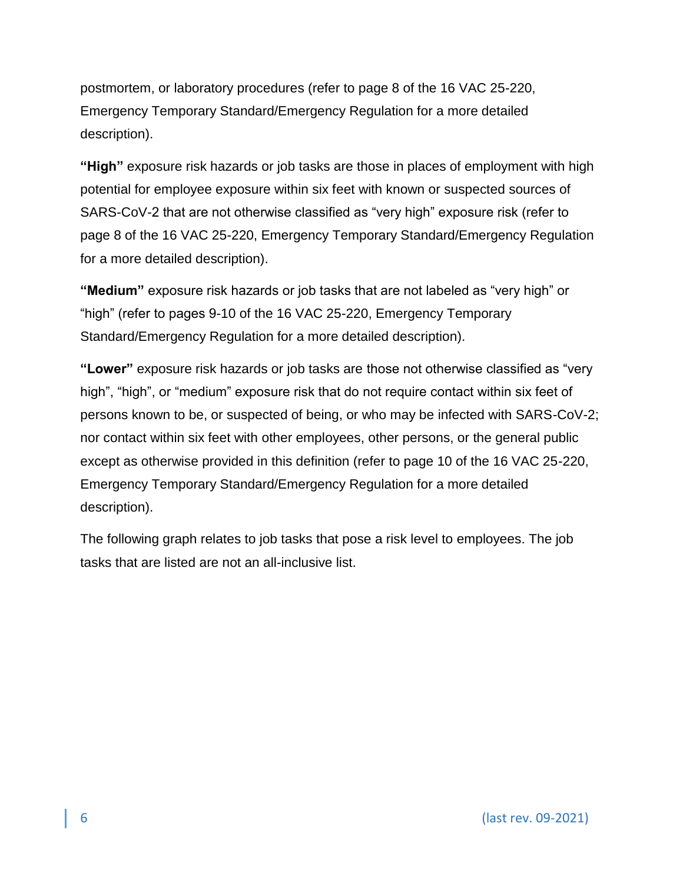postmortem, or laboratory procedures (refer to page 8 of the 16 VAC 25-220, Emergency Temporary Standard/Emergency Regulation for a more detailed description).

**"High"** exposure risk hazards or job tasks are those in places of employment with high potential for employee exposure within six feet with known or suspected sources of SARS-CoV-2 that are not otherwise classified as "very high" exposure risk (refer to page 8 of the 16 VAC 25-220, Emergency Temporary Standard/Emergency Regulation for a more detailed description).

**"Medium"** exposure risk hazards or job tasks that are not labeled as "very high" or "high" (refer to pages 9-10 of the 16 VAC 25-220, Emergency Temporary Standard/Emergency Regulation for a more detailed description).

**"Lower"** exposure risk hazards or job tasks are those not otherwise classified as "very high", "high", or "medium" exposure risk that do not require contact within six feet of persons known to be, or suspected of being, or who may be infected with SARS-CoV-2; nor contact within six feet with other employees, other persons, or the general public except as otherwise provided in this definition (refer to page 10 of the 16 VAC 25-220, Emergency Temporary Standard/Emergency Regulation for a more detailed description).

The following graph relates to job tasks that pose a risk level to employees. The job tasks that are listed are not an all-inclusive list.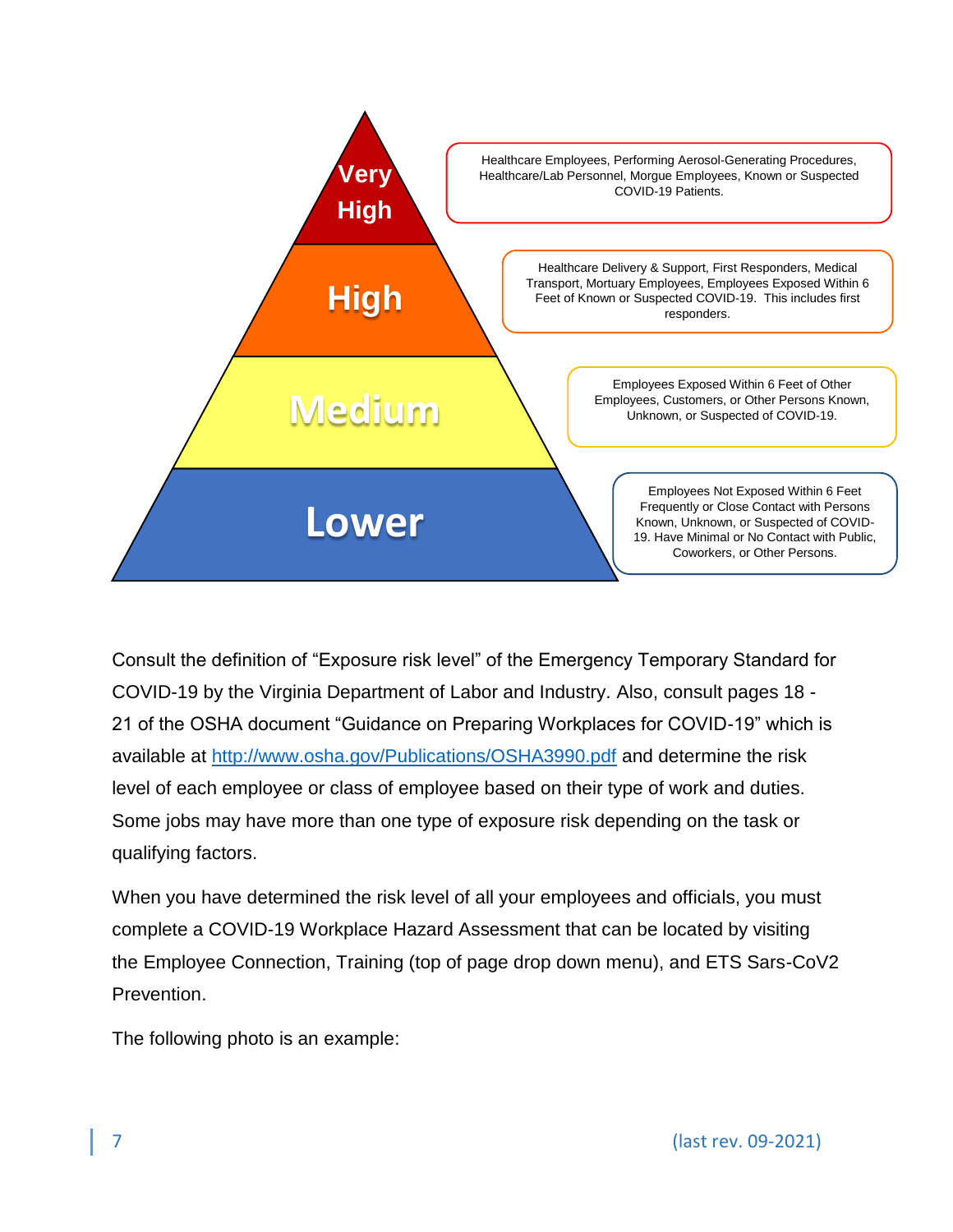| Risk Level | Description |
| --- | --- |
| Very High | Healthcare Employees, Performing Aerosol-Generating Procedures, Healthcare/Lab Personnel, Morgue Employees, Known or Suspected COVID-19 Patients. |
| High | Healthcare Delivery & Support, First Responders, Medical Transport, Mortuary Employees, Employees Exposed Within 6 Feet of Known or Suspected COVID-19. This includes first responders. |
| Medium | Employees Exposed Within 6 Feet of Other Employees, Customers, or Other Persons Known, Unknown, or Suspected of COVID-19. |
| Lower | Employees Not Exposed Within 6 Feet Frequently or Close Contact with Persons Known, Unknown, or Suspected of COVID-19. Have Minimal or No Contact with Public, Coworkers, or Other Persons. |

Consult the definition of "Exposure risk level" of the Emergency Temporary Standard for COVID-19 by the Virginia Department of Labor and Industry. Also, consult pages 18 - 21 of the OSHA document "Guidance on Preparing Workplaces for COVID-19" which is available at [http://www.osha.gov/Publications/OSHA3990.pdf](http://www.osha.gov/Publications/OSHA3990.pdf) and determine the risk level of each employee or class of employee based on their type of work and duties. Some jobs may have more than one type of exposure risk depending on the task or qualifying factors.

When you have determined the risk level of all your employees and officials, you must complete a COVID-19 Workplace Hazard Assessment that can be located by visiting the Employee Connection, Training (top of page drop down menu), and ETS Sars-CoV2 Prevention.

The following photo is an example: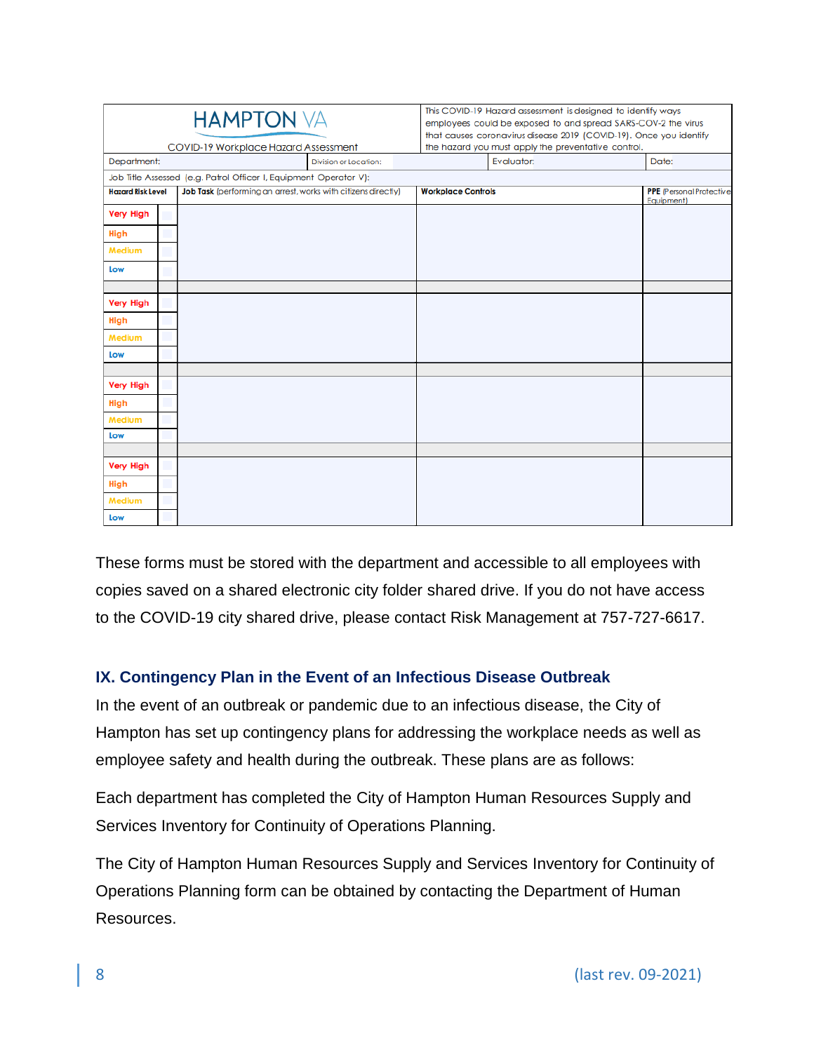| HAMPTON VA COVID-19 Workplace Hazard Assessment | | This COVID-19 Hazard assessment is designed to identify ways employees could be exposed to and spread SARS-COV-2 the virus that causes coronavirus disease 2019 (COVID-19). Once you identify the hazard you must apply the preventative control. | |
|---|---|---|---|
| Department: | Division or Location: | Evaluator: | Date: |
| Job Title Assessed (e.g. Patrol Officer I, Equipment Operator V): | | | |
| **Hazard Risk Level** | **Job Task** (performing an arrest, works with citizens directly) | **Workplace Controls** | **PPE** (Personal Protective Equipment) |
| Very High ☐ High ☐ Medium ☐ Low ☐ | | | |
| Very High ☐ High ☐ Medium ☐ Low ☐ | | | |
| Very High ☐ High ☐ Medium ☐ Low ☐ | | | |
| Very High ☐ High ☐ Medium ☐ Low ☐ | | | |

These forms must be stored with the department and accessible to all employees with copies saved on a shared electronic city folder shared drive. If you do not have access to the COVID-19 city shared drive, please contact Risk Management at 757-727-6617.

## IX. Contingency Plan in the Event of an Infectious Disease Outbreak

In the event of an outbreak or pandemic due to an infectious disease, the City of Hampton has set up contingency plans for addressing the workplace needs as well as employee safety and health during the outbreak. These plans are as follows:

Each department has completed the City of Hampton Human Resources Supply and Services Inventory for Continuity of Operations Planning.

The City of Hampton Human Resources Supply and Services Inventory for Continuity of Operations Planning form can be obtained by contacting the Department of Human Resources.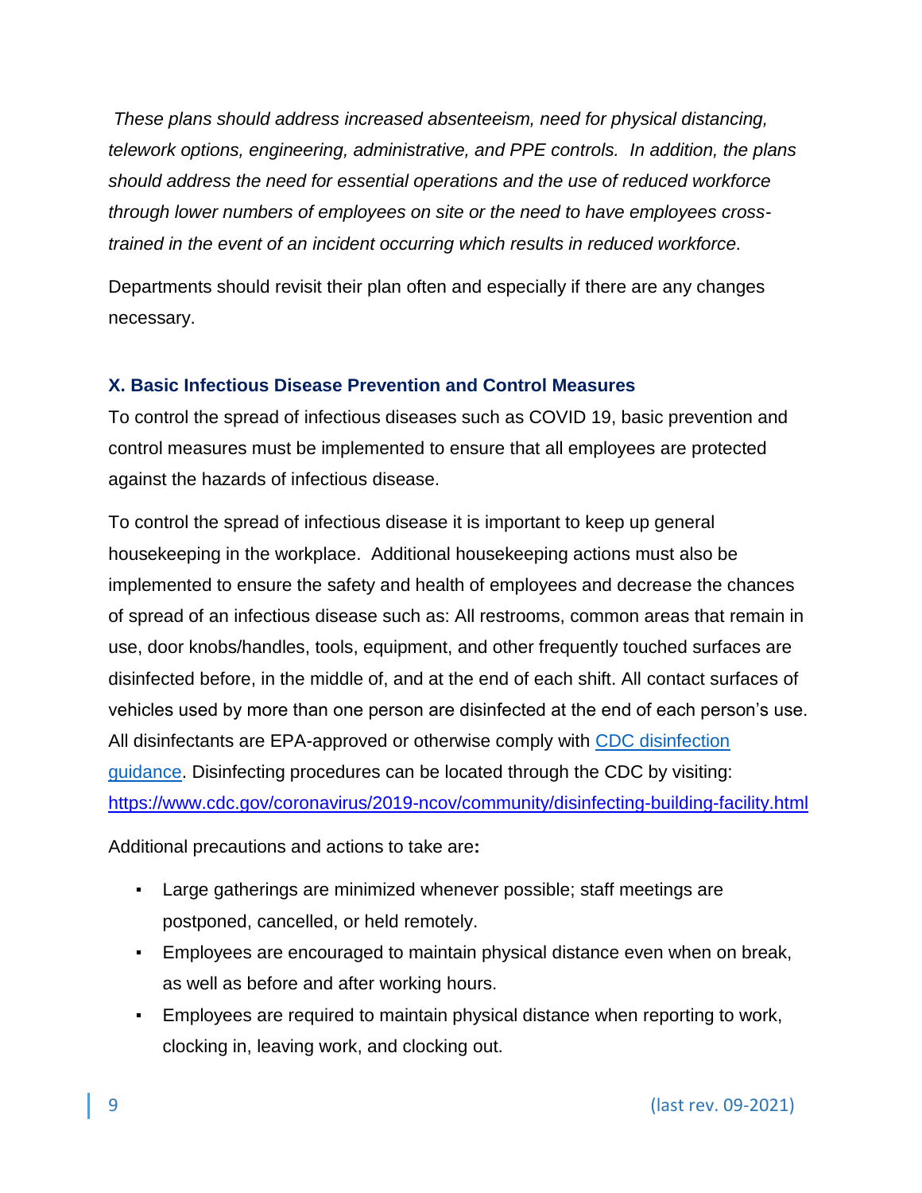*These plans should address increased absenteeism, need for physical distancing, telework options, engineering, administrative, and PPE controls. In addition, the plans should address the need for essential operations and the use of reduced workforce through lower numbers of employees on site or the need to have employees cross-trained in the event of an incident occurring which results in reduced workforce.*

Departments should revisit their plan often and especially if there are any changes necessary.

## X. Basic Infectious Disease Prevention and Control Measures

To control the spread of infectious diseases such as COVID 19, basic prevention and control measures must be implemented to ensure that all employees are protected against the hazards of infectious disease.

To control the spread of infectious disease it is important to keep up general housekeeping in the workplace. Additional housekeeping actions must also be implemented to ensure the safety and health of employees and decrease the chances of spread of an infectious disease such as: All restrooms, common areas that remain in use, door knobs/handles, tools, equipment, and other frequently touched surfaces are disinfected before, in the middle of, and at the end of each shift. All contact surfaces of vehicles used by more than one person are disinfected at the end of each person's use. All disinfectants are EPA-approved or otherwise comply with [CDC disinfection guidance](https://www.cdc.gov/coronavirus/2019-ncov/community/disinfecting-building-facility.html). Disinfecting procedures can be located through the CDC by visiting: https://www.cdc.gov/coronavirus/2019-ncov/community/disinfecting-building-facility.html

Additional precautions and actions to take are**:**

- Large gatherings are minimized whenever possible; staff meetings are postponed, cancelled, or held remotely.
- Employees are encouraged to maintain physical distance even when on break, as well as before and after working hours.
- Employees are required to maintain physical distance when reporting to work, clocking in, leaving work, and clocking out.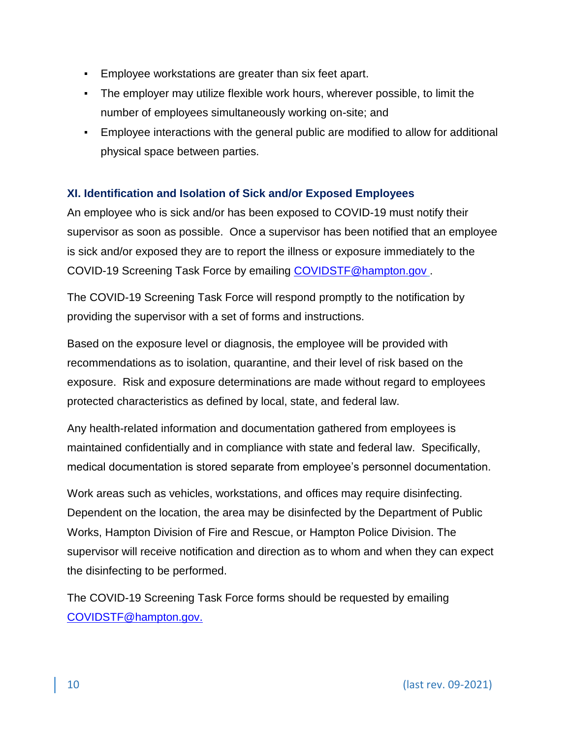- Employee workstations are greater than six feet apart.
- The employer may utilize flexible work hours, wherever possible, to limit the number of employees simultaneously working on-site; and
- Employee interactions with the general public are modified to allow for additional physical space between parties.

### XI. Identification and Isolation of Sick and/or Exposed Employees

An employee who is sick and/or has been exposed to COVID-19 must notify their supervisor as soon as possible. Once a supervisor has been notified that an employee is sick and/or exposed they are to report the illness or exposure immediately to the COVID-19 Screening Task Force by emailing COVIDSTF@hampton.gov .

The COVID-19 Screening Task Force will respond promptly to the notification by providing the supervisor with a set of forms and instructions.

Based on the exposure level or diagnosis, the employee will be provided with recommendations as to isolation, quarantine, and their level of risk based on the exposure. Risk and exposure determinations are made without regard to employees protected characteristics as defined by local, state, and federal law.

Any health-related information and documentation gathered from employees is maintained confidentially and in compliance with state and federal law. Specifically, medical documentation is stored separate from employee's personnel documentation.

Work areas such as vehicles, workstations, and offices may require disinfecting. Dependent on the location, the area may be disinfected by the Department of Public Works, Hampton Division of Fire and Rescue, or Hampton Police Division. The supervisor will receive notification and direction as to whom and when they can expect the disinfecting to be performed.

The COVID-19 Screening Task Force forms should be requested by emailing COVIDSTF@hampton.gov.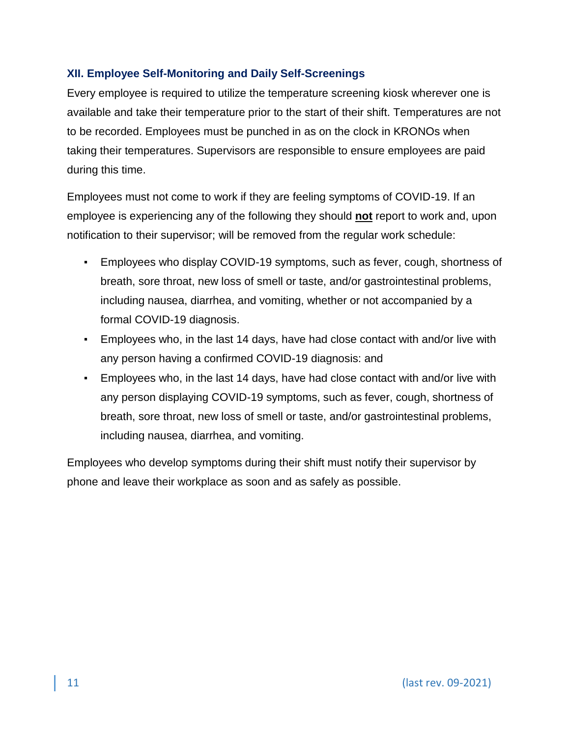## XII. Employee Self-Monitoring and Daily Self-Screenings

Every employee is required to utilize the temperature screening kiosk wherever one is available and take their temperature prior to the start of their shift. Temperatures are not to be recorded. Employees must be punched in as on the clock in KRONOs when taking their temperatures. Supervisors are responsible to ensure employees are paid during this time.

Employees must not come to work if they are feeling symptoms of COVID-19. If an employee is experiencing any of the following they should **not** report to work and, upon notification to their supervisor; will be removed from the regular work schedule:

- Employees who display COVID-19 symptoms, such as fever, cough, shortness of breath, sore throat, new loss of smell or taste, and/or gastrointestinal problems, including nausea, diarrhea, and vomiting, whether or not accompanied by a formal COVID-19 diagnosis.
- Employees who, in the last 14 days, have had close contact with and/or live with any person having a confirmed COVID-19 diagnosis: and
- Employees who, in the last 14 days, have had close contact with and/or live with any person displaying COVID-19 symptoms, such as fever, cough, shortness of breath, sore throat, new loss of smell or taste, and/or gastrointestinal problems, including nausea, diarrhea, and vomiting.

Employees who develop symptoms during their shift must notify their supervisor by phone and leave their workplace as soon and as safely as possible.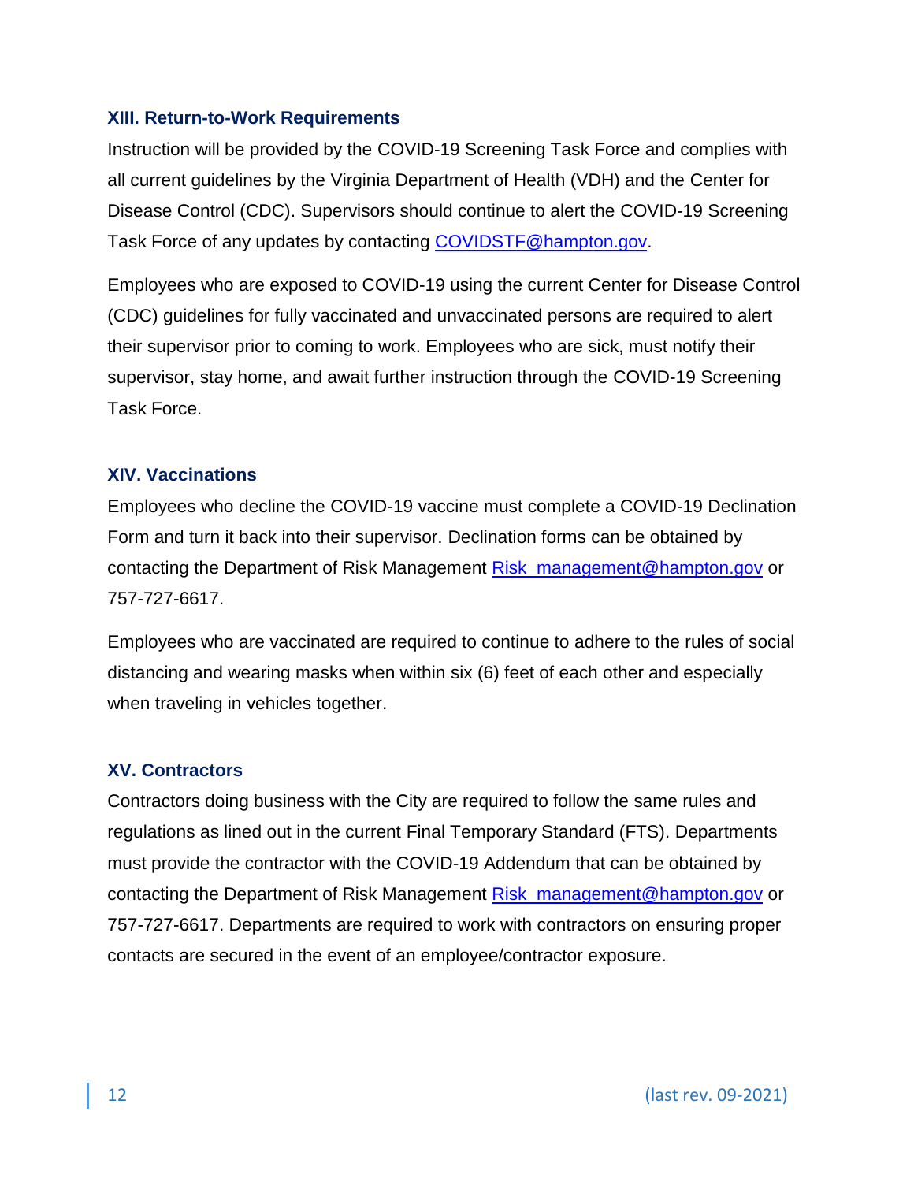## XIII. Return-to-Work Requirements

Instruction will be provided by the COVID-19 Screening Task Force and complies with all current guidelines by the Virginia Department of Health (VDH) and the Center for Disease Control (CDC). Supervisors should continue to alert the COVID-19 Screening Task Force of any updates by contacting COVIDSTF@hampton.gov.

Employees who are exposed to COVID-19 using the current Center for Disease Control (CDC) guidelines for fully vaccinated and unvaccinated persons are required to alert their supervisor prior to coming to work. Employees who are sick, must notify their supervisor, stay home, and await further instruction through the COVID-19 Screening Task Force.

## XIV. Vaccinations

Employees who decline the COVID-19 vaccine must complete a COVID-19 Declination Form and turn it back into their supervisor. Declination forms can be obtained by contacting the Department of Risk Management Risk_management@hampton.gov or 757-727-6617.

Employees who are vaccinated are required to continue to adhere to the rules of social distancing and wearing masks when within six (6) feet of each other and especially when traveling in vehicles together.

## XV. Contractors

Contractors doing business with the City are required to follow the same rules and regulations as lined out in the current Final Temporary Standard (FTS). Departments must provide the contractor with the COVID-19 Addendum that can be obtained by contacting the Department of Risk Management Risk_management@hampton.gov or 757-727-6617. Departments are required to work with contractors on ensuring proper contacts are secured in the event of an employee/contractor exposure.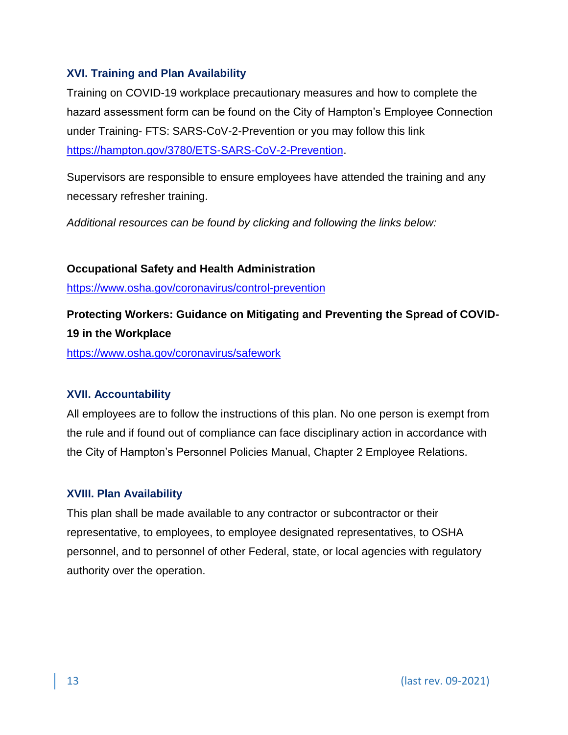### XVI. Training and Plan Availability

Training on COVID-19 workplace precautionary measures and how to complete the hazard assessment form can be found on the City of Hampton's Employee Connection under Training- FTS: SARS-CoV-2-Prevention or you may follow this link https://hampton.gov/3780/ETS-SARS-CoV-2-Prevention.

Supervisors are responsible to ensure employees have attended the training and any necessary refresher training.

*Additional resources can be found by clicking and following the links below:*

**Occupational Safety and Health Administration**

https://www.osha.gov/coronavirus/control-prevention

**Protecting Workers: Guidance on Mitigating and Preventing the Spread of COVID-19 in the Workplace**

https://www.osha.gov/coronavirus/safework

### XVII. Accountability

All employees are to follow the instructions of this plan. No one person is exempt from the rule and if found out of compliance can face disciplinary action in accordance with the City of Hampton's Personnel Policies Manual, Chapter 2 Employee Relations.

### XVIII. Plan Availability

This plan shall be made available to any contractor or subcontractor or their representative, to employees, to employee designated representatives, to OSHA personnel, and to personnel of other Federal, state, or local agencies with regulatory authority over the operation.